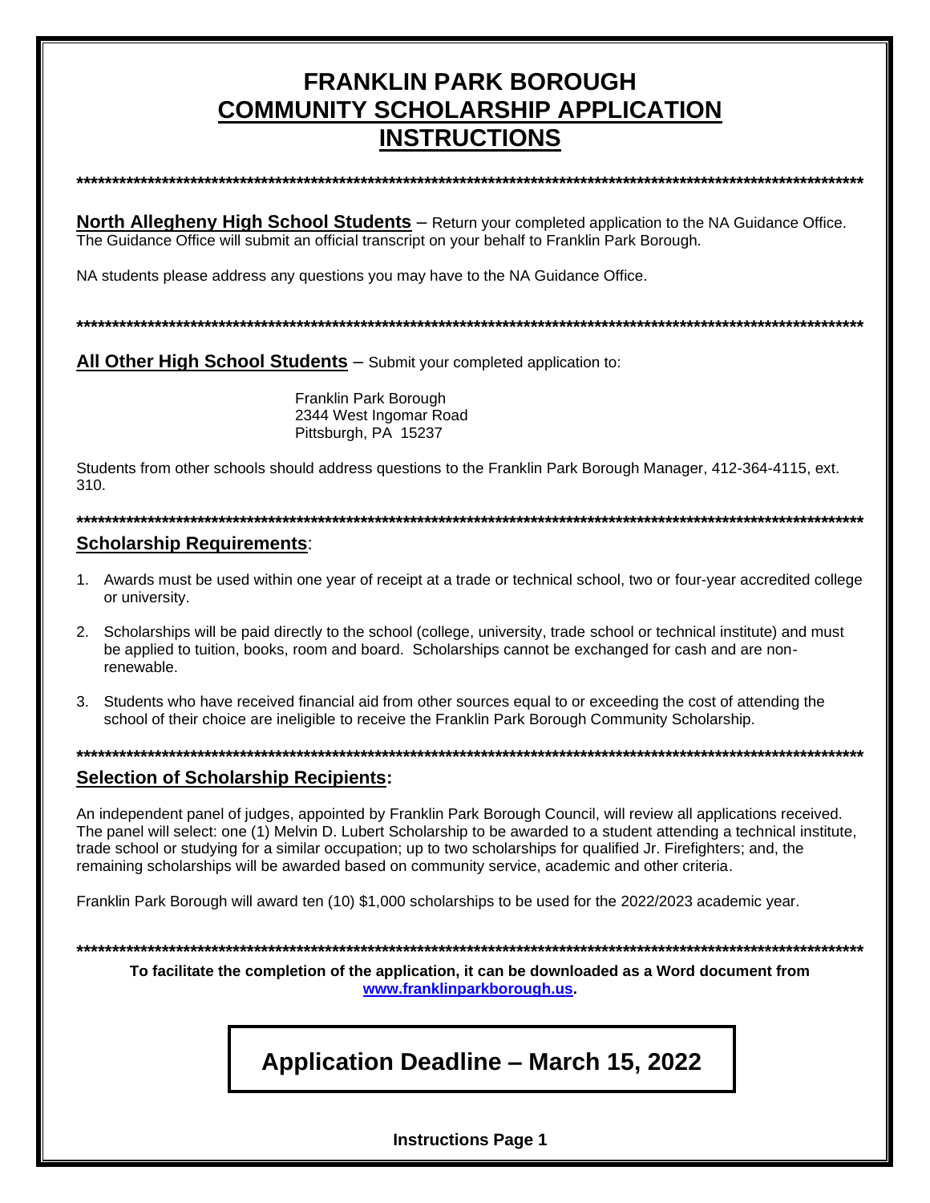# FRANKLIN PARK BOROUGH
# COMMUNITY SCHOLARSHIP APPLICATION
# INSTRUCTIONS

****************************************************************************************************************

**North Allegheny High School Students** – Return your completed application to the NA Guidance Office. The Guidance Office will submit an official transcript on your behalf to Franklin Park Borough.

NA students please address any questions you may have to the NA Guidance Office.

****************************************************************************************************************

**All Other High School Students** – Submit your completed application to:

Franklin Park Borough
2344 West Ingomar Road
Pittsburgh, PA 15237

Students from other schools should address questions to the Franklin Park Borough Manager, 412-364-4115, ext. 310.

****************************************************************************************************************

## Scholarship Requirements:

1. Awards must be used within one year of receipt at a trade or technical school, two or four-year accredited college or university.
2. Scholarships will be paid directly to the school (college, university, trade school or technical institute) and must be applied to tuition, books, room and board. Scholarships cannot be exchanged for cash and are non-renewable.
3. Students who have received financial aid from other sources equal to or exceeding the cost of attending the school of their choice are ineligible to receive the Franklin Park Borough Community Scholarship.

****************************************************************************************************************

## Selection of Scholarship Recipients:

An independent panel of judges, appointed by Franklin Park Borough Council, will review all applications received. The panel will select: one (1) Melvin D. Lubert Scholarship to be awarded to a student attending a technical institute, trade school or studying for a similar occupation; up to two scholarships for qualified Jr. Firefighters; and, the remaining scholarships will be awarded based on community service, academic and other criteria.

Franklin Park Borough will award ten (10) $1,000 scholarships to be used for the 2022/2023 academic year.

****************************************************************************************************************

**To facilitate the completion of the application, it can be downloaded as a Word document from [www.franklinparkborough.us](http://www.franklinparkborough.us).**

## Application Deadline – March 15, 2022

**Instructions Page 1**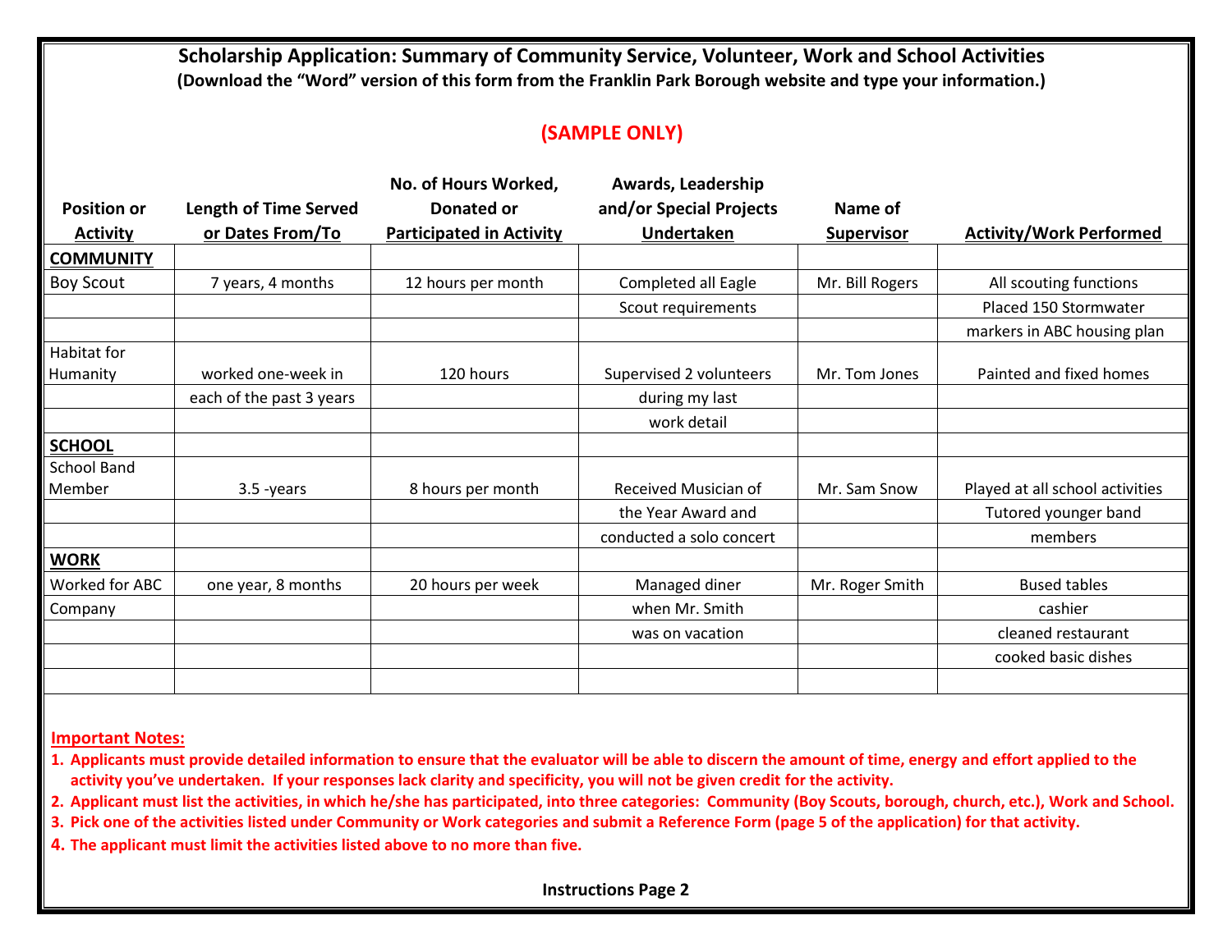## Scholarship Application: Summary of Community Service, Volunteer, Work and School Activities

**(Download the "Word" version of this form from the Franklin Park Borough website and type your information.)**

**(SAMPLE ONLY)**

| Position or Activity | Length of Time Served or Dates From/To | No. of Hours Worked, Donated or Participated in Activity | Awards, Leadership and/or Special Projects Undertaken | Name of Supervisor | Activity/Work Performed |
|---|---|---|---|---|---|
| **COMMUNITY** | | | | | |
| Boy Scout | 7 years, 4 months | 12 hours per month | Completed all Eagle | Mr. Bill Rogers | All scouting functions |
| | | | Scout requirements | | Placed 150 Stormwater |
| | | | | | markers in ABC housing plan |
| Habitat for Humanity | worked one-week in | 120 hours | Supervised 2 volunteers | Mr. Tom Jones | Painted and fixed homes |
| | each of the past 3 years | | during my last | | |
| | | | work detail | | |
| **SCHOOL** | | | | | |
| School Band Member | 3.5 -years | 8 hours per month | Received Musician of | Mr. Sam Snow | Played at all school activities |
| | | | the Year Award and | | Tutored younger band |
| | | | conducted a solo concert | | members |
| **WORK** | | | | | |
| Worked for ABC | one year, 8 months | 20 hours per week | Managed diner | Mr. Roger Smith | Bused tables |
| Company | | | when Mr. Smith | | cashier |
| | | | was on vacation | | cleaned restaurant |
| | | | | | cooked basic dishes |
| | | | | | |

**Important Notes:**

1. **Applicants must provide detailed information to ensure that the evaluator will be able to discern the amount of time, energy and effort applied to the activity you've undertaken. If your responses lack clarity and specificity, you will not be given credit for the activity.**
2. **Applicant must list the activities, in which he/she has participated, into three categories: Community (Boy Scouts, borough, church, etc.), Work and School.**
3. **Pick one of the activities listed under Community or Work categories and submit a Reference Form (page 5 of the application) for that activity.**
4. **The applicant must limit the activities listed above to no more than five.**

**Instructions Page 2**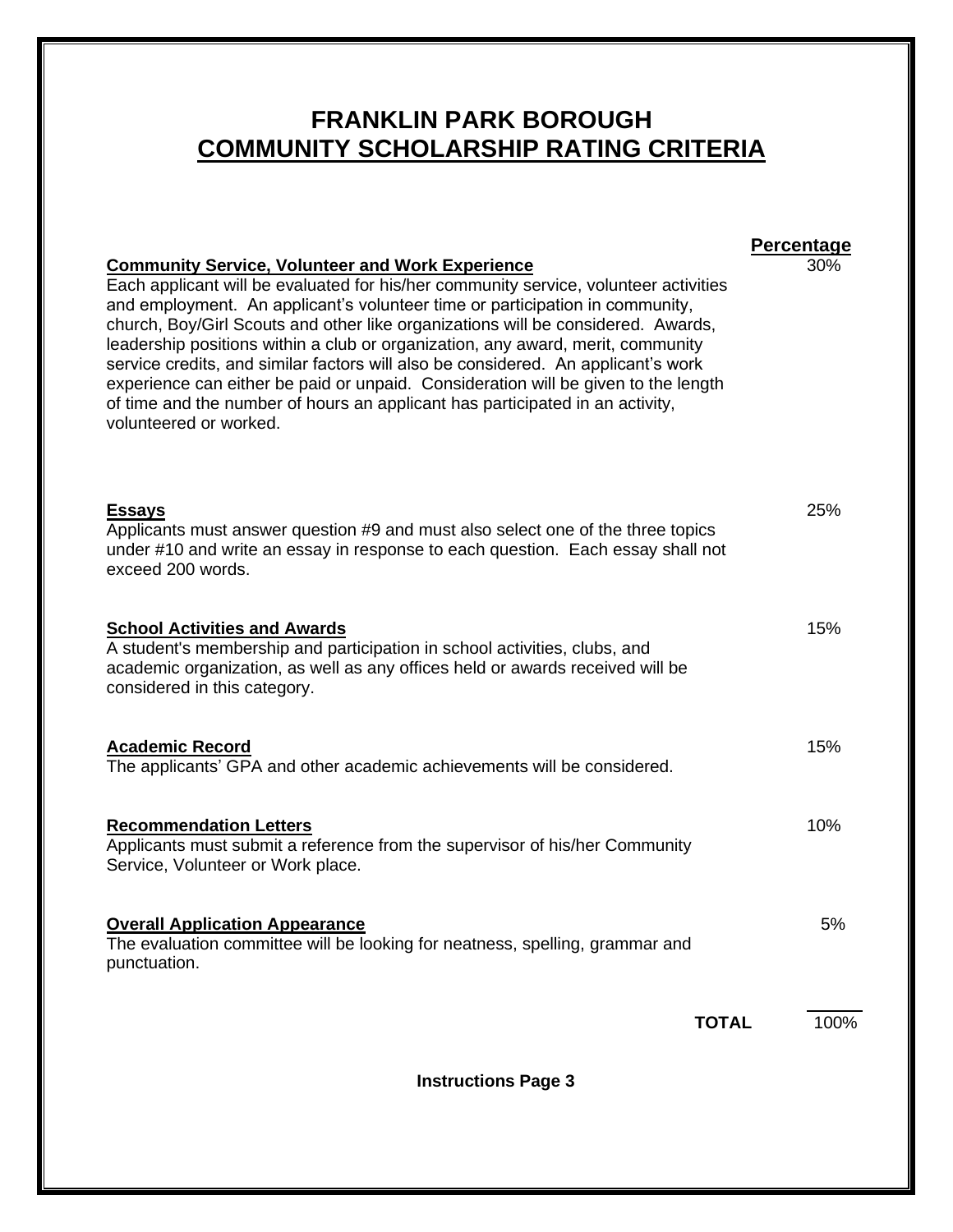# FRANKLIN PARK BOROUGH
# COMMUNITY SCHOLARSHIP RATING CRITERIA

| | **Percentage** |
|---|---|
| **Community Service, Volunteer and Work Experience**<br>Each applicant will be evaluated for his/her community service, volunteer activities and employment. An applicant's volunteer time or participation in community, church, Boy/Girl Scouts and other like organizations will be considered. Awards, leadership positions within a club or organization, any award, merit, community service credits, and similar factors will also be considered. An applicant's work experience can either be paid or unpaid. Consideration will be given to the length of time and the number of hours an applicant has participated in an activity, volunteered or worked. | 30% |
| **Essays**<br>Applicants must answer question #9 and must also select one of the three topics under #10 and write an essay in response to each question. Each essay shall not exceed 200 words. | 25% |
| **School Activities and Awards**<br>A student's membership and participation in school activities, clubs, and academic organization, as well as any offices held or awards received will be considered in this category. | 15% |
| **Academic Record**<br>The applicants' GPA and other academic achievements will be considered. | 15% |
| **Recommendation Letters**<br>Applicants must submit a reference from the supervisor of his/her Community Service, Volunteer or Work place. | 10% |
| **Overall Application Appearance**<br>The evaluation committee will be looking for neatness, spelling, grammar and punctuation. | 5% |
| **TOTAL** | 100% |

**Instructions Page 3**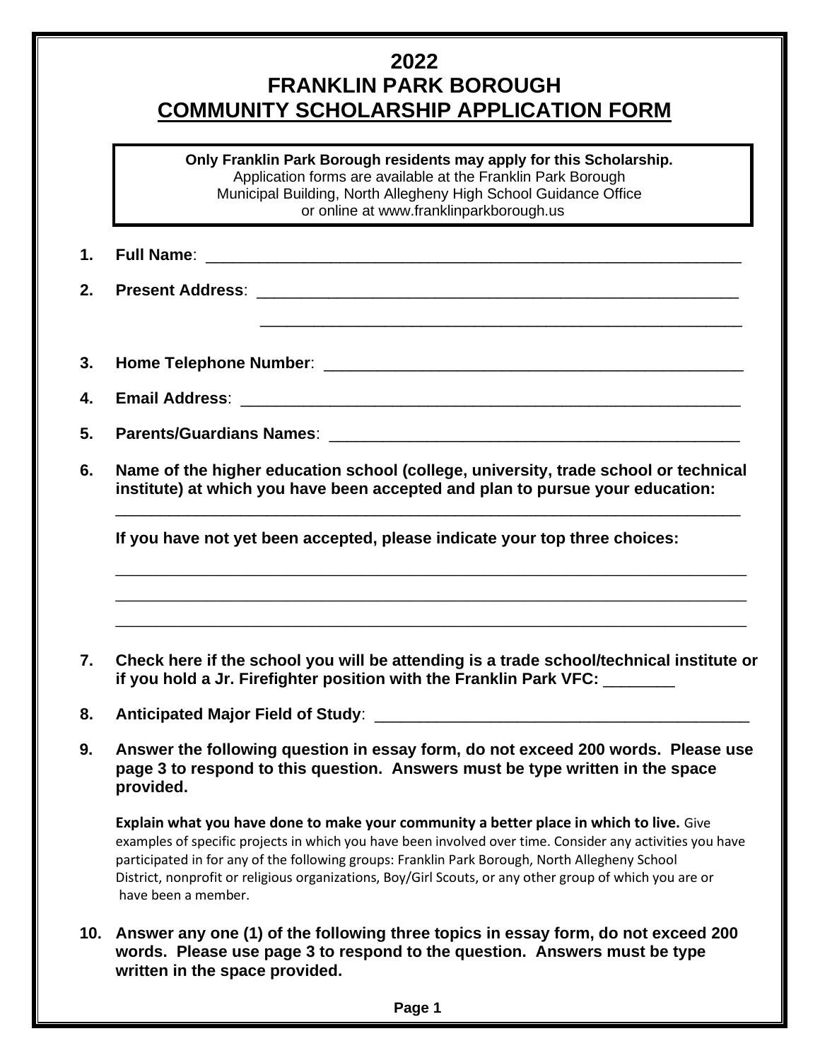# 2022
# FRANKLIN PARK BOROUGH
# COMMUNITY SCHOLARSHIP APPLICATION FORM

**Only Franklin Park Borough residents may apply for this Scholarship.**
Application forms are available at the Franklin Park Borough Municipal Building, North Allegheny High School Guidance Office or online at www.franklinparkborough.us

1. **Full Name**: ______________________________________________________________

2. **Present Address**: ________________________________________________________

   ________________________________________________________

3. **Home Telephone Number**: ________________________________________________

4. **Email Address**: _________________________________________________________

5. **Parents/Guardians Names**: _______________________________________________

6. **Name of the higher education school (college, university, trade school or technical institute) at which you have been accepted and plan to pursue your education:**

   ______________________________________________________________________

   **If you have not yet been accepted, please indicate your top three choices:**

   ______________________________________________________________________

   ______________________________________________________________________

   ______________________________________________________________________

7. **Check here if the school you will be attending is a trade school/technical institute or if you hold a Jr. Firefighter position with the Franklin Park VFC:** ________

8. **Anticipated Major Field of Study**: _________________________________________

9. **Answer the following question in essay form, do not exceed 200 words. Please use page 3 to respond to this question. Answers must be type written in the space provided.**

   **Explain what you have done to make your community a better place in which to live.** Give examples of specific projects in which you have been involved over time. Consider any activities you have participated in for any of the following groups: Franklin Park Borough, North Allegheny School District, nonprofit or religious organizations, Boy/Girl Scouts, or any other group of which you are or have been a member.

10. **Answer any one (1) of the following three topics in essay form, do not exceed 200 words. Please use page 3 to respond to the question. Answers must be type written in the space provided.**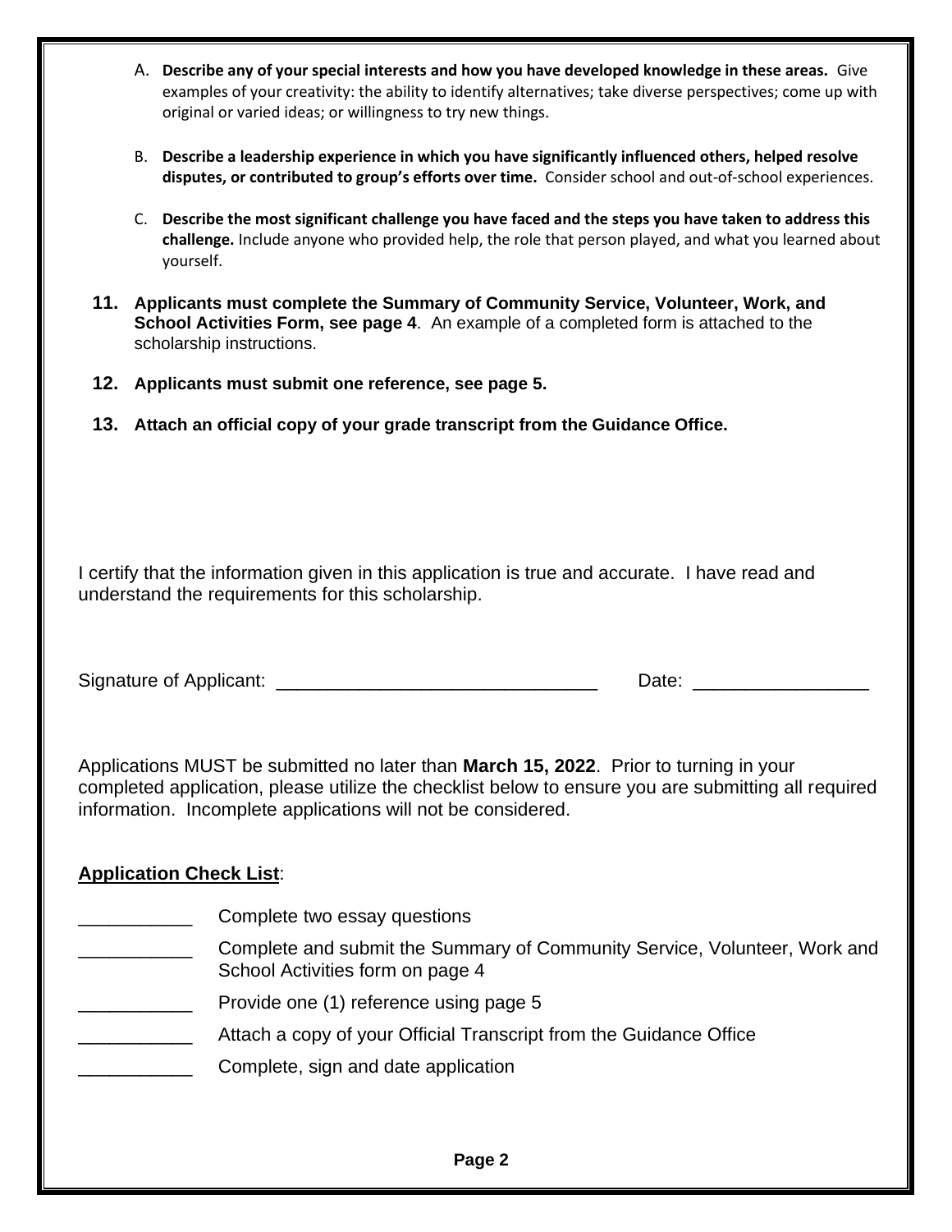A. **Describe any of your special interests and how you have developed knowledge in these areas.** Give examples of your creativity: the ability to identify alternatives; take diverse perspectives; come up with original or varied ideas; or willingness to try new things.

B. **Describe a leadership experience in which you have significantly influenced others, helped resolve disputes, or contributed to group's efforts over time.** Consider school and out-of-school experiences.

C. **Describe the most significant challenge you have faced and the steps you have taken to address this challenge.** Include anyone who provided help, the role that person played, and what you learned about yourself.

11. **Applicants must complete the Summary of Community Service, Volunteer, Work, and School Activities Form, see page 4**. An example of a completed form is attached to the scholarship instructions.

12. **Applicants must submit one reference, see page 5.**

13. **Attach an official copy of your grade transcript from the Guidance Office.**

I certify that the information given in this application is true and accurate. I have read and understand the requirements for this scholarship.

Signature of Applicant: _______________________________ Date: _________________

Applications MUST be submitted no later than **March 15, 2022**. Prior to turning in your completed application, please utilize the checklist below to ensure you are submitting all required information. Incomplete applications will not be considered.

**Application Check List**:

___________ Complete two essay questions

___________ Complete and submit the Summary of Community Service, Volunteer, Work and School Activities form on page 4

___________ Provide one (1) reference using page 5

___________ Attach a copy of your Official Transcript from the Guidance Office

___________ Complete, sign and date application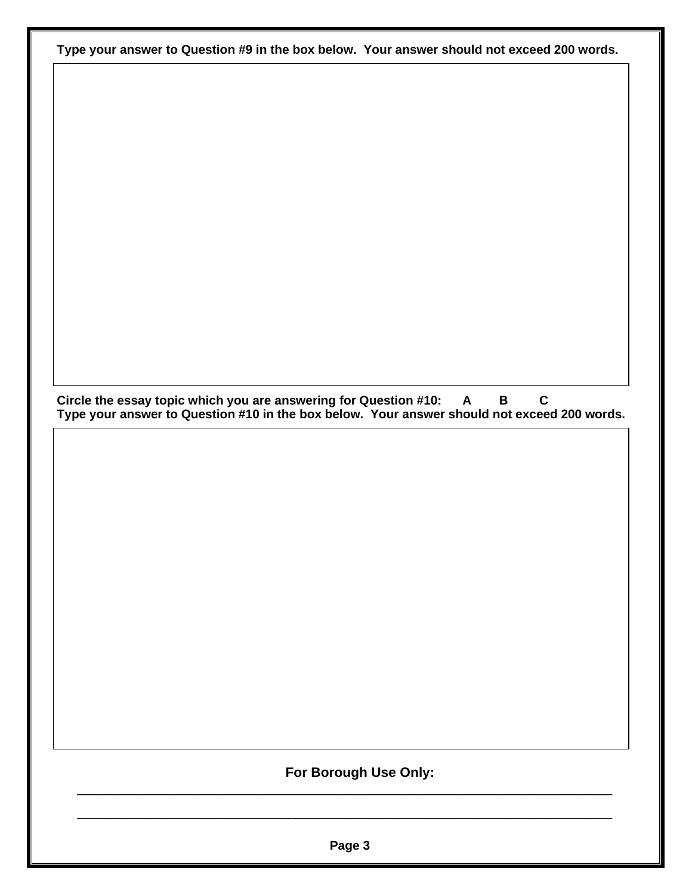**Type your answer to Question #9 in the box below. Your answer should not exceed 200 words.**

**Circle the essay topic which you are answering for Question #10: A B C**

**Type your answer to Question #10 in the box below. Your answer should not exceed 200 words.**

**For Borough Use Only:**

\_\_\_\_\_\_\_\_\_\_\_\_\_\_\_\_\_\_\_\_\_\_\_\_\_\_\_\_\_\_\_\_\_\_\_\_\_\_\_\_\_\_\_\_\_\_\_\_\_\_\_\_\_\_\_\_\_\_\_\_\_\_\_\_\_\_\_\_\_\_\_\_

\_\_\_\_\_\_\_\_\_\_\_\_\_\_\_\_\_\_\_\_\_\_\_\_\_\_\_\_\_\_\_\_\_\_\_\_\_\_\_\_\_\_\_\_\_\_\_\_\_\_\_\_\_\_\_\_\_\_\_\_\_\_\_\_\_\_\_\_\_\_\_\_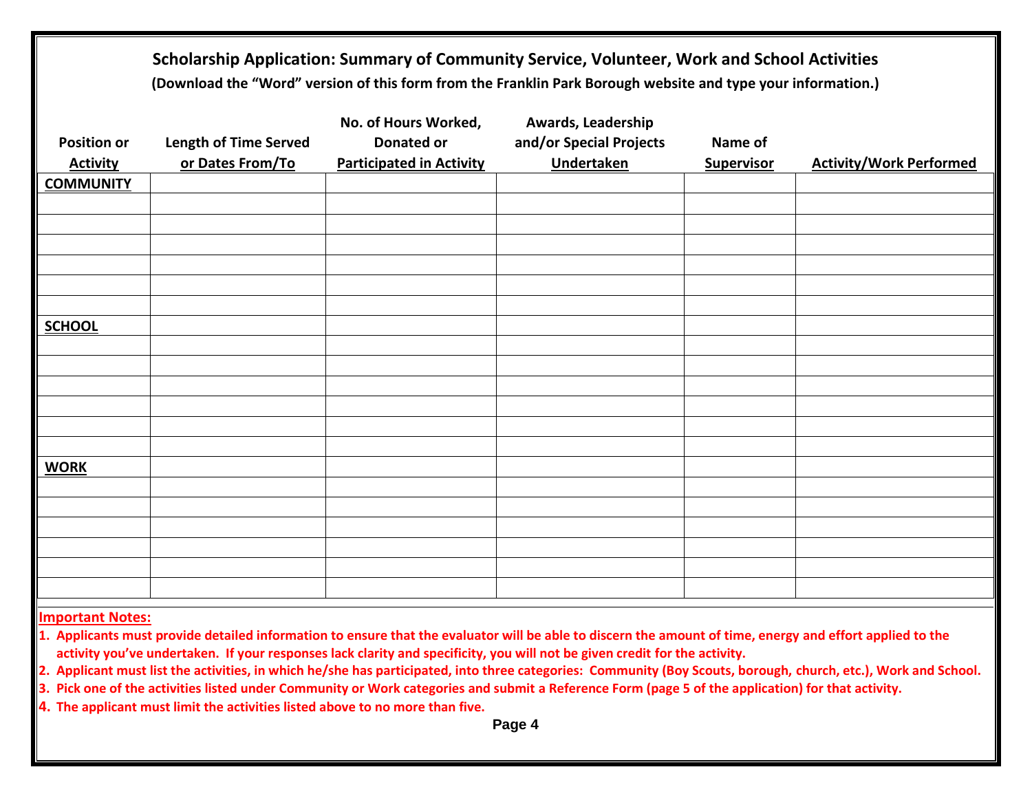# Scholarship Application: Summary of Community Service, Volunteer, Work and School Activities

**(Download the "Word" version of this form from the Franklin Park Borough website and type your information.)**

| Position or Activity | Length of Time Served or Dates From/To | No. of Hours Worked, Donated or Participated in Activity | Awards, Leadership and/or Special Projects Undertaken | Name of Supervisor | Activity/Work Performed |
|---|---|---|---|---|---|
| **COMMUNITY** | | | | | |
| | | | | | |
| | | | | | |
| | | | | | |
| | | | | | |
| | | | | | |
| | | | | | |
| **SCHOOL** | | | | | |
| | | | | | |
| | | | | | |
| | | | | | |
| | | | | | |
| | | | | | |
| | | | | | |
| **WORK** | | | | | |
| | | | | | |
| | | | | | |
| | | | | | |
| | | | | | |
| | | | | | |
| | | | | | |

**Important Notes:**

1. **Applicants must provide detailed information to ensure that the evaluator will be able to discern the amount of time, energy and effort applied to the activity you've undertaken. If your responses lack clarity and specificity, you will not be given credit for the activity.**
2. **Applicant must list the activities, in which he/she has participated, into three categories: Community (Boy Scouts, borough, church, etc.), Work and School.**
3. **Pick one of the activities listed under Community or Work categories and submit a Reference Form (page 5 of the application) for that activity.**
4. **The applicant must limit the activities listed above to no more than five.**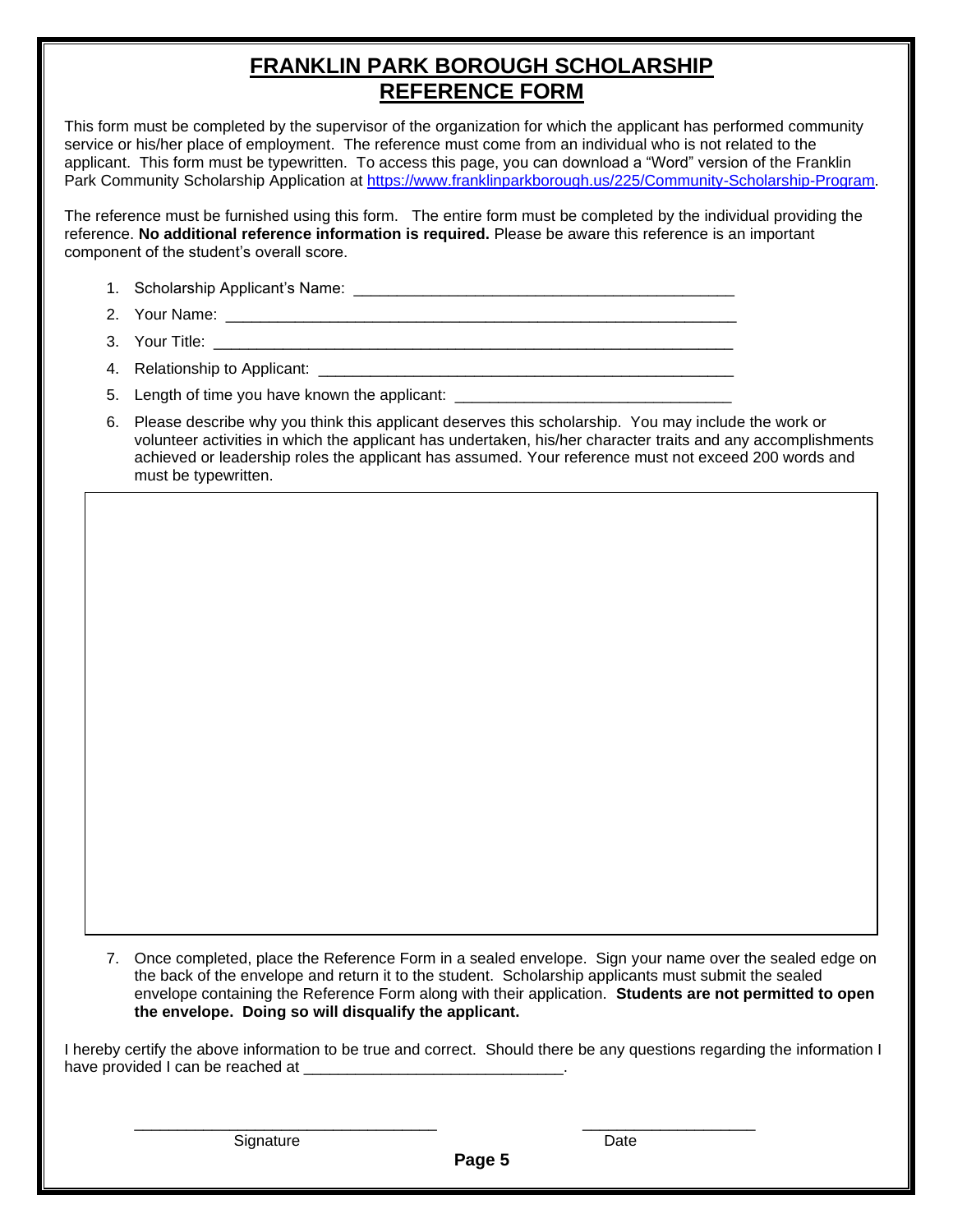# FRANKLIN PARK BOROUGH SCHOLARSHIP REFERENCE FORM

This form must be completed by the supervisor of the organization for which the applicant has performed community service or his/her place of employment. The reference must come from an individual who is not related to the applicant. This form must be typewritten. To access this page, you can download a "Word" version of the Franklin Park Community Scholarship Application at https://www.franklinparkborough.us/225/Community-Scholarship-Program.

The reference must be furnished using this form. The entire form must be completed by the individual providing the reference. **No additional reference information is required.** Please be aware this reference is an important component of the student's overall score.

1. Scholarship Applicant's Name: ____________________________________________
2. Your Name: ____________________________________________________________
3. Your Title: ____________________________________________________________
4. Relationship to Applicant: ________________________________________________
5. Length of time you have known the applicant: _______________________________
6. Please describe why you think this applicant deserves this scholarship. You may include the work or volunteer activities in which the applicant has undertaken, his/her character traits and any accomplishments achieved or leadership roles the applicant has assumed. Your reference must not exceed 200 words and must be typewritten.

| |
|---|
| |

7. Once completed, place the Reference Form in a sealed envelope. Sign your name over the sealed edge on the back of the envelope and return it to the student. Scholarship applicants must submit the sealed envelope containing the Reference Form along with their application. **Students are not permitted to open the envelope. Doing so will disqualify the applicant.**

I hereby certify the above information to be true and correct. Should there be any questions regarding the information I have provided I can be reached at ______________________________.

___________________________________ Signature

____________________ Date